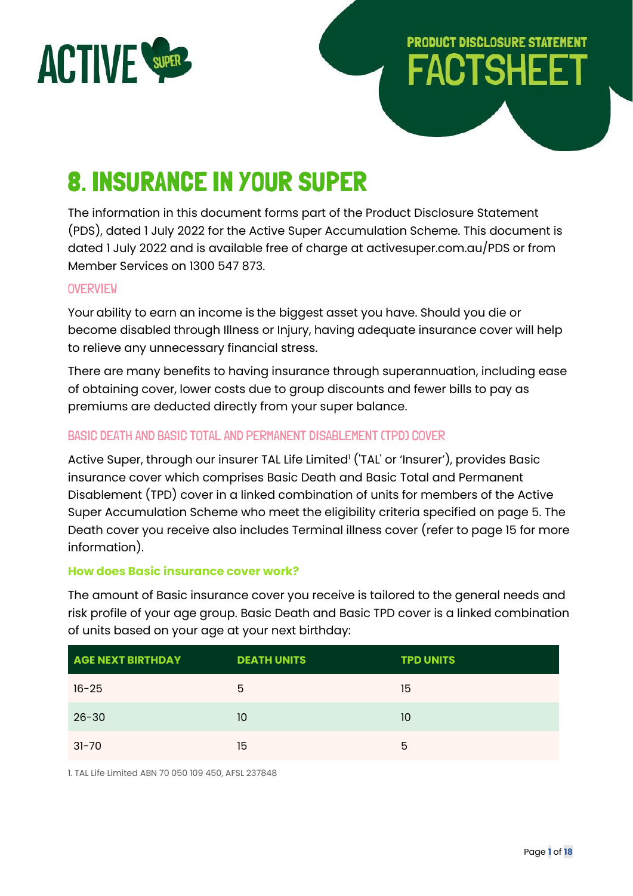ACTIVE SUPER

PRODUCT DISCLOSURE STATEMENT

FACTSHEET

# 8. INSURANCE IN YOUR SUPER

The information in this document forms part of the Product Disclosure Statement (PDS), dated 1 July 2022 for the Active Super Accumulation Scheme. This document is dated 1 July 2022 and is available free of charge at activesuper.com.au/PDS or from Member Services on 1300 547 873.

## OVERVIEW

Your ability to earn an income is the biggest asset you have. Should you die or become disabled through Illness or Injury, having adequate insurance cover will help to relieve any unnecessary financial stress.

There are many benefits to having insurance through superannuation, including ease of obtaining cover, lower costs due to group discounts and fewer bills to pay as premiums are deducted directly from your super balance.

## BASIC DEATH AND BASIC TOTAL AND PERMANENT DISABLEMENT (TPD) COVER

Active Super, through our insurer TAL Life Limited[1] ('TAL' or 'Insurer'), provides Basic insurance cover which comprises Basic Death and Basic Total and Permanent Disablement (TPD) cover in a linked combination of units for members of the Active Super Accumulation Scheme who meet the eligibility criteria specified on page 5. The Death cover you receive also includes Terminal illness cover (refer to page 15 for more information).

### How does Basic insurance cover work?

The amount of Basic insurance cover you receive is tailored to the general needs and risk profile of your age group. Basic Death and Basic TPD cover is a linked combination of units based on your age at your next birthday:

| AGE NEXT BIRTHDAY | DEATH UNITS | TPD UNITS |
|---|---|---|
| 16-25 | 5 | 15 |
| 26-30 | 10 | 10 |
| 31-70 | 15 | 5 |

1. TAL Life Limited ABN 70 050 109 450, AFSL 237848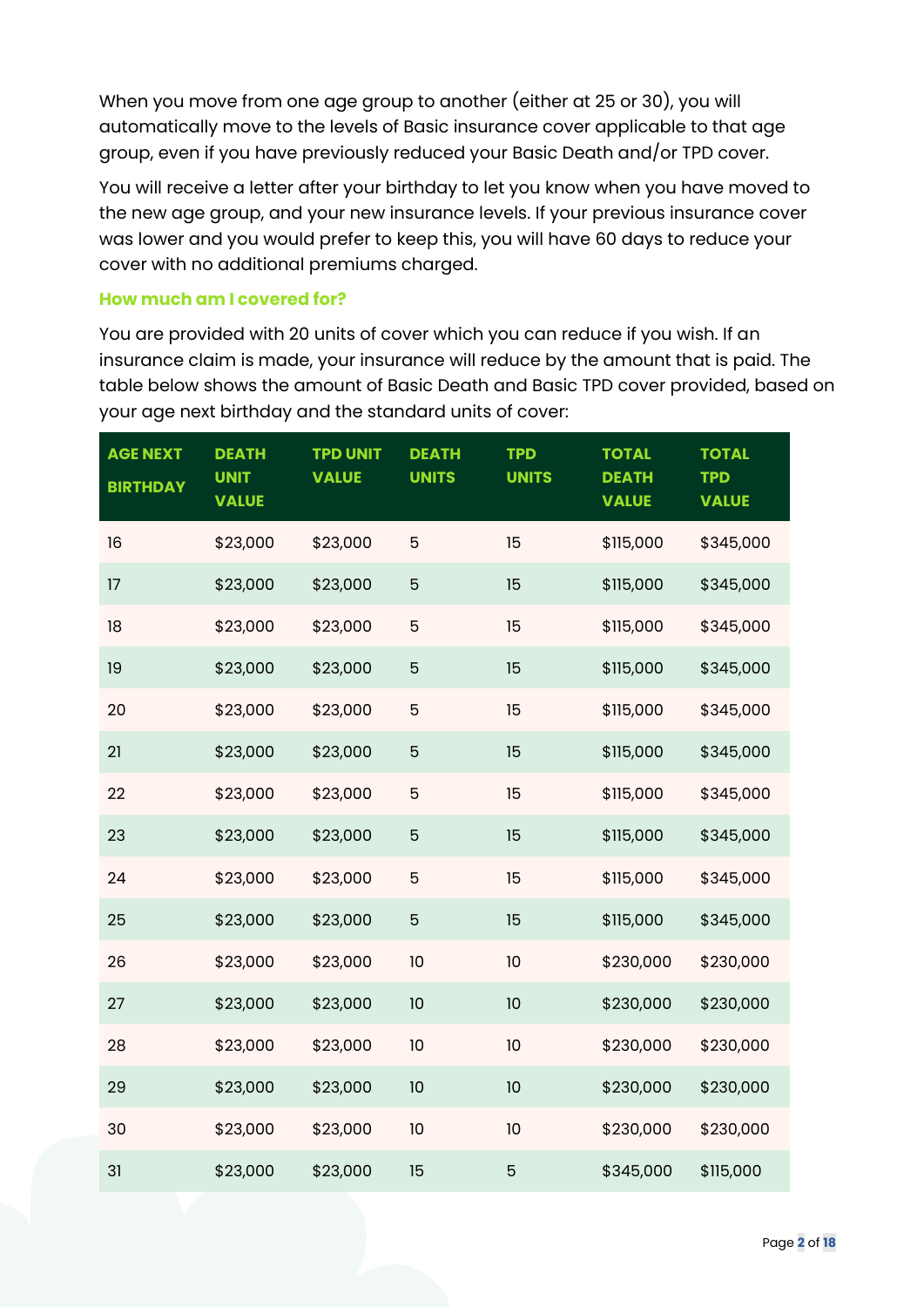When you move from one age group to another (either at 25 or 30), you will automatically move to the levels of Basic insurance cover applicable to that age group, even if you have previously reduced your Basic Death and/or TPD cover.

You will receive a letter after your birthday to let you know when you have moved to the new age group, and your new insurance levels. If your previous insurance cover was lower and you would prefer to keep this, you will have 60 days to reduce your cover with no additional premiums charged.

### How much am I covered for?

You are provided with 20 units of cover which you can reduce if you wish. If an insurance claim is made, your insurance will reduce by the amount that is paid. The table below shows the amount of Basic Death and Basic TPD cover provided, based on your age next birthday and the standard units of cover:

| AGE NEXT BIRTHDAY | DEATH UNIT VALUE | TPD UNIT VALUE | DEATH UNITS | TPD UNITS | TOTAL DEATH VALUE | TOTAL TPD VALUE |
|---|---|---|---|---|---|---|
| 16 | $23,000 | $23,000 | 5 | 15 | $115,000 | $345,000 |
| 17 | $23,000 | $23,000 | 5 | 15 | $115,000 | $345,000 |
| 18 | $23,000 | $23,000 | 5 | 15 | $115,000 | $345,000 |
| 19 | $23,000 | $23,000 | 5 | 15 | $115,000 | $345,000 |
| 20 | $23,000 | $23,000 | 5 | 15 | $115,000 | $345,000 |
| 21 | $23,000 | $23,000 | 5 | 15 | $115,000 | $345,000 |
| 22 | $23,000 | $23,000 | 5 | 15 | $115,000 | $345,000 |
| 23 | $23,000 | $23,000 | 5 | 15 | $115,000 | $345,000 |
| 24 | $23,000 | $23,000 | 5 | 15 | $115,000 | $345,000 |
| 25 | $23,000 | $23,000 | 5 | 15 | $115,000 | $345,000 |
| 26 | $23,000 | $23,000 | 10 | 10 | $230,000 | $230,000 |
| 27 | $23,000 | $23,000 | 10 | 10 | $230,000 | $230,000 |
| 28 | $23,000 | $23,000 | 10 | 10 | $230,000 | $230,000 |
| 29 | $23,000 | $23,000 | 10 | 10 | $230,000 | $230,000 |
| 30 | $23,000 | $23,000 | 10 | 10 | $230,000 | $230,000 |
| 31 | $23,000 | $23,000 | 15 | 5 | $345,000 | $115,000 |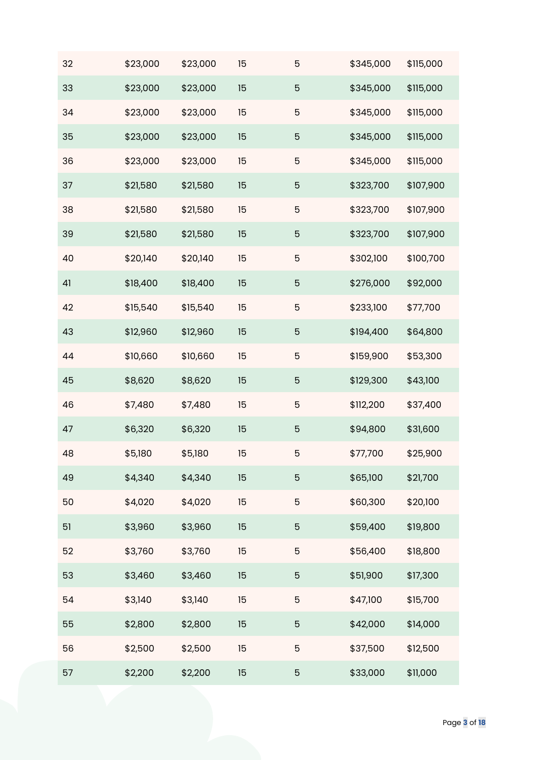| | | | | | | |
|---|---|---|---|---|---|---|
| 32 | $23,000 | $23,000 | 15 | 5 | $345,000 | $115,000 |
| 33 | $23,000 | $23,000 | 15 | 5 | $345,000 | $115,000 |
| 34 | $23,000 | $23,000 | 15 | 5 | $345,000 | $115,000 |
| 35 | $23,000 | $23,000 | 15 | 5 | $345,000 | $115,000 |
| 36 | $23,000 | $23,000 | 15 | 5 | $345,000 | $115,000 |
| 37 | $21,580 | $21,580 | 15 | 5 | $323,700 | $107,900 |
| 38 | $21,580 | $21,580 | 15 | 5 | $323,700 | $107,900 |
| 39 | $21,580 | $21,580 | 15 | 5 | $323,700 | $107,900 |
| 40 | $20,140 | $20,140 | 15 | 5 | $302,100 | $100,700 |
| 41 | $18,400 | $18,400 | 15 | 5 | $276,000 | $92,000 |
| 42 | $15,540 | $15,540 | 15 | 5 | $233,100 | $77,700 |
| 43 | $12,960 | $12,960 | 15 | 5 | $194,400 | $64,800 |
| 44 | $10,660 | $10,660 | 15 | 5 | $159,900 | $53,300 |
| 45 | $8,620 | $8,620 | 15 | 5 | $129,300 | $43,100 |
| 46 | $7,480 | $7,480 | 15 | 5 | $112,200 | $37,400 |
| 47 | $6,320 | $6,320 | 15 | 5 | $94,800 | $31,600 |
| 48 | $5,180 | $5,180 | 15 | 5 | $77,700 | $25,900 |
| 49 | $4,340 | $4,340 | 15 | 5 | $65,100 | $21,700 |
| 50 | $4,020 | $4,020 | 15 | 5 | $60,300 | $20,100 |
| 51 | $3,960 | $3,960 | 15 | 5 | $59,400 | $19,800 |
| 52 | $3,760 | $3,760 | 15 | 5 | $56,400 | $18,800 |
| 53 | $3,460 | $3,460 | 15 | 5 | $51,900 | $17,300 |
| 54 | $3,140 | $3,140 | 15 | 5 | $47,100 | $15,700 |
| 55 | $2,800 | $2,800 | 15 | 5 | $42,000 | $14,000 |
| 56 | $2,500 | $2,500 | 15 | 5 | $37,500 | $12,500 |
| 57 | $2,200 | $2,200 | 15 | 5 | $33,000 | $11,000 |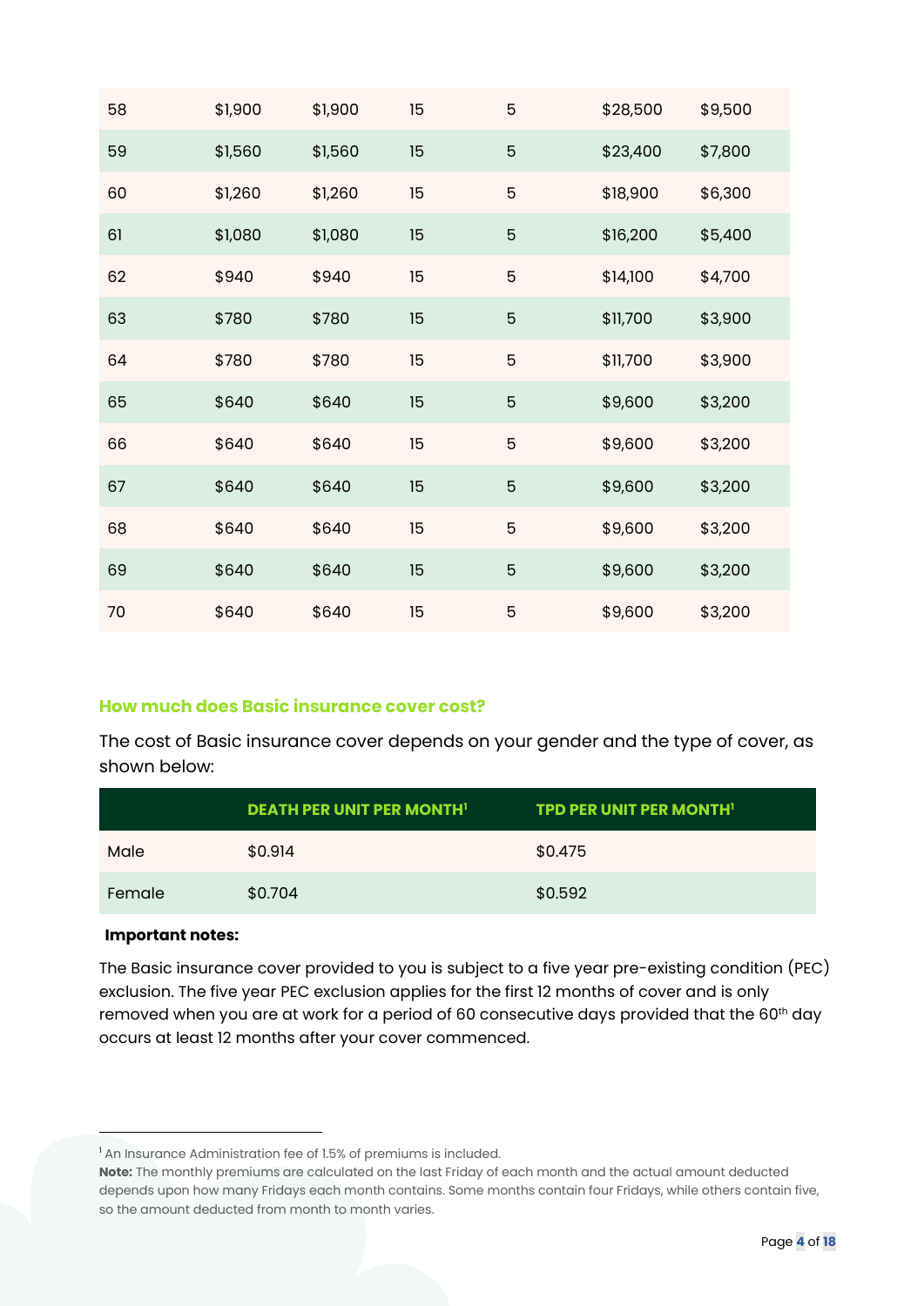| | | | | | | |
|---|---|---|---|---|---|---|
| 58 | $1,900 | $1,900 | 15 | 5 | $28,500 | $9,500 |
| 59 | $1,560 | $1,560 | 15 | 5 | $23,400 | $7,800 |
| 60 | $1,260 | $1,260 | 15 | 5 | $18,900 | $6,300 |
| 61 | $1,080 | $1,080 | 15 | 5 | $16,200 | $5,400 |
| 62 | $940 | $940 | 15 | 5 | $14,100 | $4,700 |
| 63 | $780 | $780 | 15 | 5 | $11,700 | $3,900 |
| 64 | $780 | $780 | 15 | 5 | $11,700 | $3,900 |
| 65 | $640 | $640 | 15 | 5 | $9,600 | $3,200 |
| 66 | $640 | $640 | 15 | 5 | $9,600 | $3,200 |
| 67 | $640 | $640 | 15 | 5 | $9,600 | $3,200 |
| 68 | $640 | $640 | 15 | 5 | $9,600 | $3,200 |
| 69 | $640 | $640 | 15 | 5 | $9,600 | $3,200 |
| 70 | $640 | $640 | 15 | 5 | $9,600 | $3,200 |

### How much does Basic insurance cover cost?

The cost of Basic insurance cover depends on your gender and the type of cover, as shown below:

| | DEATH PER UNIT PER MONTH[1] | TPD PER UNIT PER MONTH[1] |
|---|---|---|
| Male | $0.914 | $0.475 |
| Female | $0.704 | $0.592 |

**Important notes:**

The Basic insurance cover provided to you is subject to a five year pre-existing condition (PEC) exclusion. The five year PEC exclusion applies for the first 12 months of cover and is only removed when you are at work for a period of 60 consecutive days provided that the 60th day occurs at least 12 months after your cover commenced.

[1] An Insurance Administration fee of 1.5% of premiums is included.

**Note:** The monthly premiums are calculated on the last Friday of each month and the actual amount deducted depends upon how many Fridays each month contains. Some months contain four Fridays, while others contain five, so the amount deducted from month to month varies.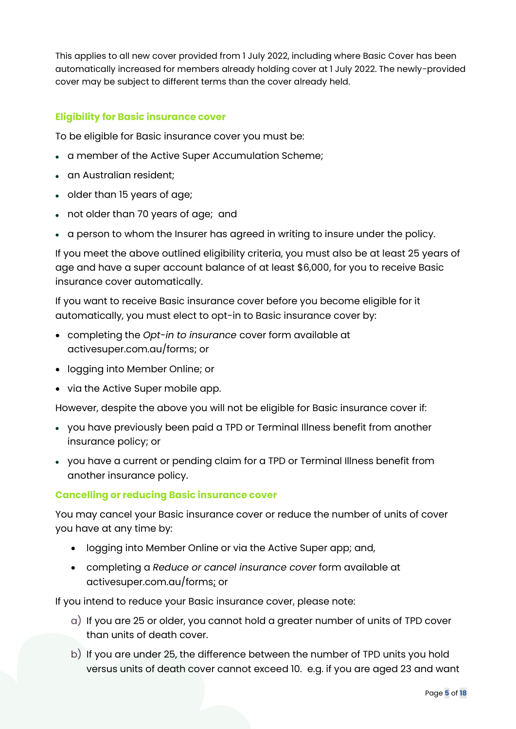This applies to all new cover provided from 1 July 2022, including where Basic Cover has been automatically increased for members already holding cover at 1 July 2022. The newly-provided cover may be subject to different terms than the cover already held.

### Eligibility for Basic insurance cover

To be eligible for Basic insurance cover you must be:

- a member of the Active Super Accumulation Scheme;
- an Australian resident;
- older than 15 years of age;
- not older than 70 years of age; and
- a person to whom the Insurer has agreed in writing to insure under the policy.

If you meet the above outlined eligibility criteria, you must also be at least 25 years of age and have a super account balance of at least $6,000, for you to receive Basic insurance cover automatically.

If you want to receive Basic insurance cover before you become eligible for it automatically, you must elect to opt-in to Basic insurance cover by:

- completing the *Opt-in to insurance* cover form available at activesuper.com.au/forms; or
- logging into Member Online; or
- via the Active Super mobile app.

However, despite the above you will not be eligible for Basic insurance cover if:

- you have previously been paid a TPD or Terminal Illness benefit from another insurance policy; or
- you have a current or pending claim for a TPD or Terminal Illness benefit from another insurance policy.

### Cancelling or reducing Basic insurance cover

You may cancel your Basic insurance cover or reduce the number of units of cover you have at any time by:

- logging into Member Online or via the Active Super app; and,
- completing a *Reduce or cancel insurance cover* form available at activesuper.com.au/forms; or

If you intend to reduce your Basic insurance cover, please note:

a) If you are 25 or older, you cannot hold a greater number of units of TPD cover than units of death cover.

b) If you are under 25, the difference between the number of TPD units you hold versus units of death cover cannot exceed 10. e.g. if you are aged 23 and want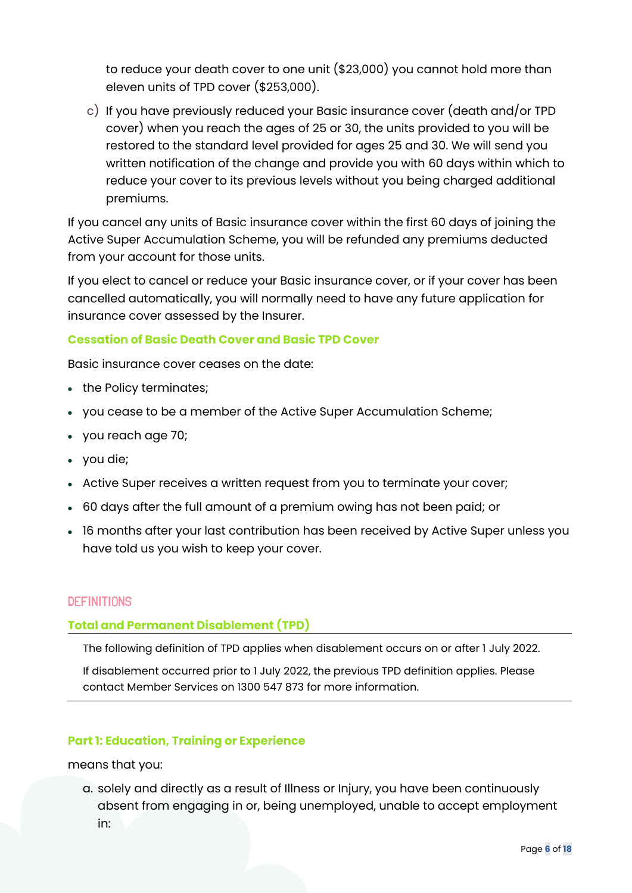to reduce your death cover to one unit ($23,000) you cannot hold more than eleven units of TPD cover ($253,000).

c) If you have previously reduced your Basic insurance cover (death and/or TPD cover) when you reach the ages of 25 or 30, the units provided to you will be restored to the standard level provided for ages 25 and 30. We will send you written notification of the change and provide you with 60 days within which to reduce your cover to its previous levels without you being charged additional premiums.

If you cancel any units of Basic insurance cover within the first 60 days of joining the Active Super Accumulation Scheme, you will be refunded any premiums deducted from your account for those units.

If you elect to cancel or reduce your Basic insurance cover, or if your cover has been cancelled automatically, you will normally need to have any future application for insurance cover assessed by the Insurer.

### Cessation of Basic Death Cover and Basic TPD Cover

Basic insurance cover ceases on the date:

- the Policy terminates;
- you cease to be a member of the Active Super Accumulation Scheme;
- you reach age 70;
- you die;
- Active Super receives a written request from you to terminate your cover;
- 60 days after the full amount of a premium owing has not been paid; or
- 16 months after your last contribution has been received by Active Super unless you have told us you wish to keep your cover.

## DEFINITIONS

### Total and Permanent Disablement (TPD)

The following definition of TPD applies when disablement occurs on or after 1 July 2022.

If disablement occurred prior to 1 July 2022, the previous TPD definition applies. Please contact Member Services on 1300 547 873 for more information.

### Part 1: Education, Training or Experience

means that you:

a. solely and directly as a result of Illness or Injury, you have been continuously absent from engaging in or, being unemployed, unable to accept employment in: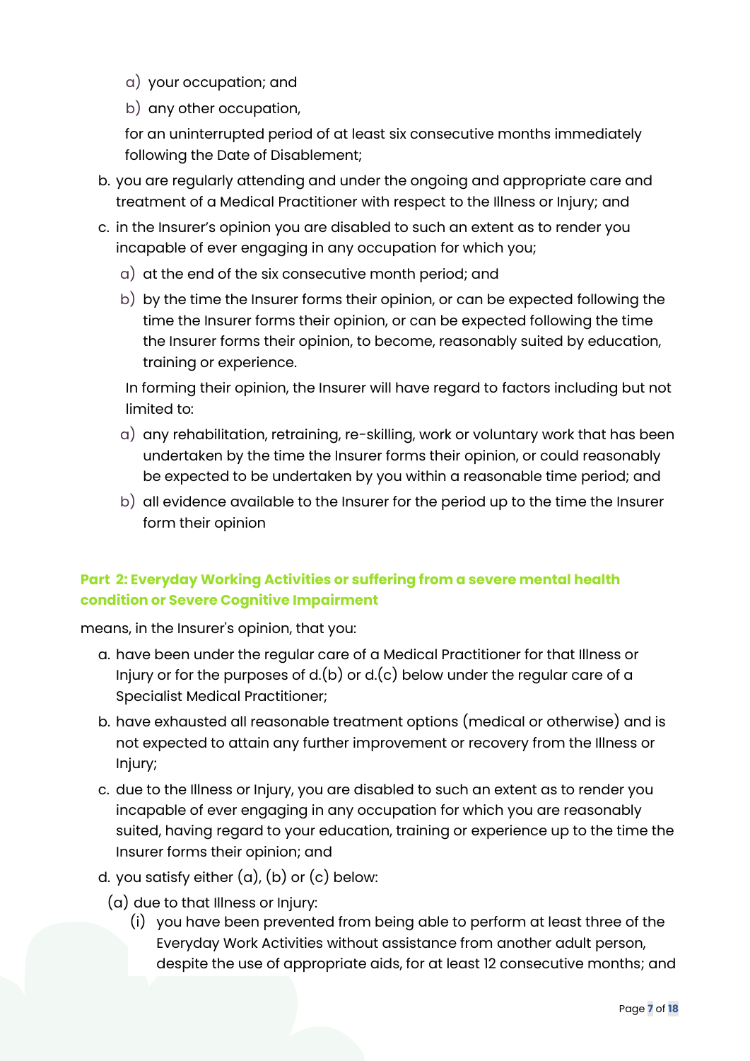a) your occupation; and

b) any other occupation,

for an uninterrupted period of at least six consecutive months immediately following the Date of Disablement;

b. you are regularly attending and under the ongoing and appropriate care and treatment of a Medical Practitioner with respect to the Illness or Injury; and

c. in the Insurer's opinion you are disabled to such an extent as to render you incapable of ever engaging in any occupation for which you;

   a) at the end of the six consecutive month period; and

   b) by the time the Insurer forms their opinion, or can be expected following the time the Insurer forms their opinion, or can be expected following the time the Insurer forms their opinion, to become, reasonably suited by education, training or experience.

   In forming their opinion, the Insurer will have regard to factors including but not limited to:

   a) any rehabilitation, retraining, re-skilling, work or voluntary work that has been undertaken by the time the Insurer forms their opinion, or could reasonably be expected to be undertaken by you within a reasonable time period; and

   b) all evidence available to the Insurer for the period up to the time the Insurer form their opinion

### Part 2: Everyday Working Activities or suffering from a severe mental health condition or Severe Cognitive Impairment

means, in the Insurer's opinion, that you:

a. have been under the regular care of a Medical Practitioner for that Illness or Injury or for the purposes of d.(b) or d.(c) below under the regular care of a Specialist Medical Practitioner;

b. have exhausted all reasonable treatment options (medical or otherwise) and is not expected to attain any further improvement or recovery from the Illness or Injury;

c. due to the Illness or Injury, you are disabled to such an extent as to render you incapable of ever engaging in any occupation for which you are reasonably suited, having regard to your education, training or experience up to the time the Insurer forms their opinion; and

d. you satisfy either (a), (b) or (c) below:

   (a) due to that Illness or Injury:

      (i) you have been prevented from being able to perform at least three of the Everyday Work Activities without assistance from another adult person, despite the use of appropriate aids, for at least 12 consecutive months; and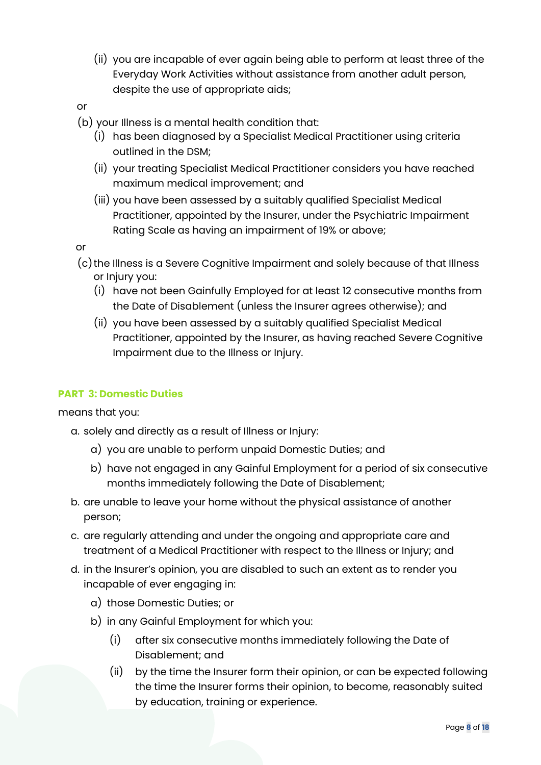(ii) you are incapable of ever again being able to perform at least three of the Everyday Work Activities without assistance from another adult person, despite the use of appropriate aids;

or

(b) your Illness is a mental health condition that:

   (i) has been diagnosed by a Specialist Medical Practitioner using criteria outlined in the DSM;

   (ii) your treating Specialist Medical Practitioner considers you have reached maximum medical improvement; and

   (iii) you have been assessed by a suitably qualified Specialist Medical Practitioner, appointed by the Insurer, under the Psychiatric Impairment Rating Scale as having an impairment of 19% or above;

or

(c) the Illness is a Severe Cognitive Impairment and solely because of that Illness or Injury you:

   (i) have not been Gainfully Employed for at least 12 consecutive months from the Date of Disablement (unless the Insurer agrees otherwise); and

   (ii) you have been assessed by a suitably qualified Specialist Medical Practitioner, appointed by the Insurer, as having reached Severe Cognitive Impairment due to the Illness or Injury.

### PART 3: Domestic Duties

means that you:

a. solely and directly as a result of Illness or Injury:
   - a) you are unable to perform unpaid Domestic Duties; and
   - b) have not engaged in any Gainful Employment for a period of six consecutive months immediately following the Date of Disablement;

b. are unable to leave your home without the physical assistance of another person;

c. are regularly attending and under the ongoing and appropriate care and treatment of a Medical Practitioner with respect to the Illness or Injury; and

d. in the Insurer's opinion, you are disabled to such an extent as to render you incapable of ever engaging in:
   - a) those Domestic Duties; or
   - b) in any Gainful Employment for which you:
     - (i) after six consecutive months immediately following the Date of Disablement; and
     - (ii) by the time the Insurer form their opinion, or can be expected following the time the Insurer forms their opinion, to become, reasonably suited by education, training or experience.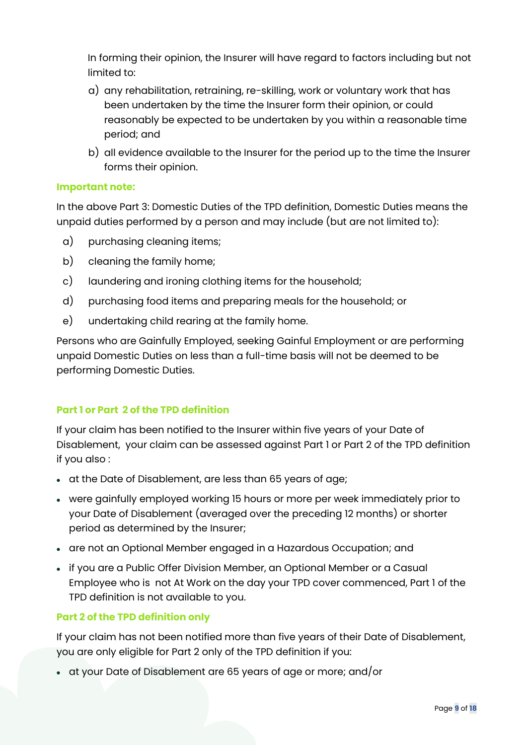In forming their opinion, the Insurer will have regard to factors including but not limited to:

a) any rehabilitation, retraining, re-skilling, work or voluntary work that has been undertaken by the time the Insurer form their opinion, or could reasonably be expected to be undertaken by you within a reasonable time period; and

b) all evidence available to the Insurer for the period up to the time the Insurer forms their opinion.

**Important note:**

In the above Part 3: Domestic Duties of the TPD definition, Domestic Duties means the unpaid duties performed by a person and may include (but are not limited to):

a) purchasing cleaning items;

b) cleaning the family home;

c) laundering and ironing clothing items for the household;

d) purchasing food items and preparing meals for the household; or

e) undertaking child rearing at the family home.

Persons who are Gainfully Employed, seeking Gainful Employment or are performing unpaid Domestic Duties on less than a full-time basis will not be deemed to be performing Domestic Duties.

### Part 1 or Part 2 of the TPD definition

If your claim has been notified to the Insurer within five years of your Date of Disablement, your claim can be assessed against Part 1 or Part 2 of the TPD definition if you also :

- at the Date of Disablement, are less than 65 years of age;
- were gainfully employed working 15 hours or more per week immediately prior to your Date of Disablement (averaged over the preceding 12 months) or shorter period as determined by the Insurer;
- are not an Optional Member engaged in a Hazardous Occupation; and
- if you are a Public Offer Division Member, an Optional Member or a Casual Employee who is not At Work on the day your TPD cover commenced, Part 1 of the TPD definition is not available to you.

### Part 2 of the TPD definition only

If your claim has not been notified more than five years of their Date of Disablement, you are only eligible for Part 2 only of the TPD definition if you:

- at your Date of Disablement are 65 years of age or more; and/or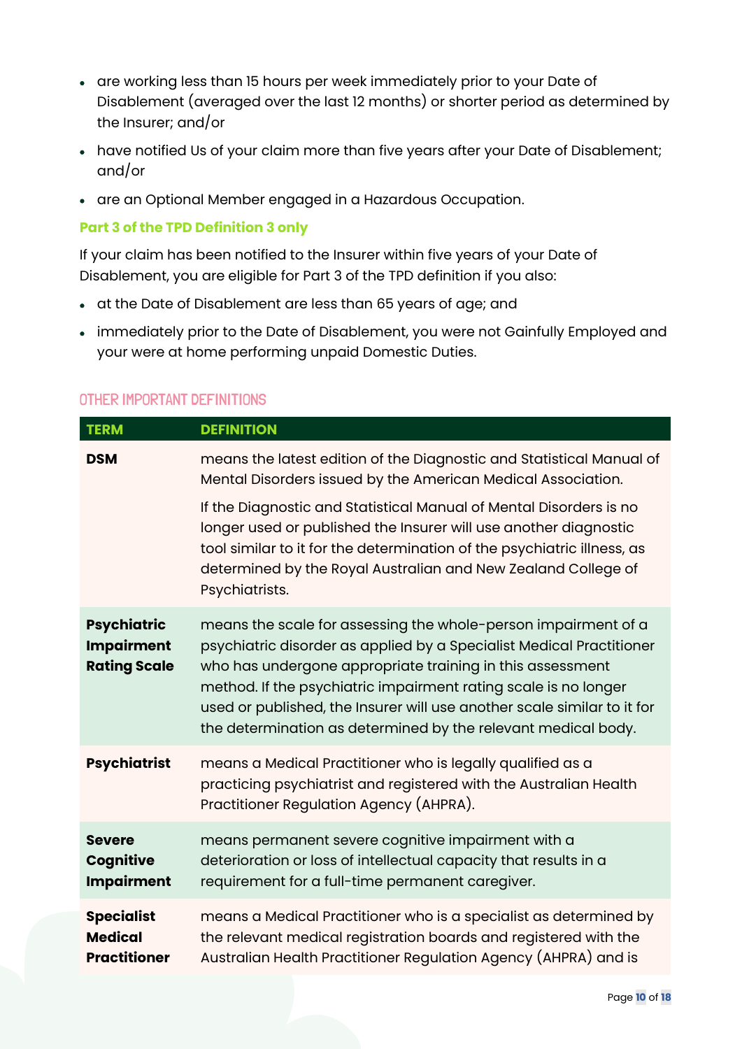- are working less than 15 hours per week immediately prior to your Date of Disablement (averaged over the last 12 months) or shorter period as determined by the Insurer; and/or
- have notified Us of your claim more than five years after your Date of Disablement; and/or
- are an Optional Member engaged in a Hazardous Occupation.

### Part 3 of the TPD Definition 3 only

If your claim has been notified to the Insurer within five years of your Date of Disablement, you are eligible for Part 3 of the TPD definition if you also:

- at the Date of Disablement are less than 65 years of age; and
- immediately prior to the Date of Disablement, you were not Gainfully Employed and your were at home performing unpaid Domestic Duties.

## OTHER IMPORTANT DEFINITIONS

| TERM | DEFINITION |
|---|---|
| **DSM** | means the latest edition of the Diagnostic and Statistical Manual of Mental Disorders issued by the American Medical Association.<br><br>If the Diagnostic and Statistical Manual of Mental Disorders is no longer used or published the Insurer will use another diagnostic tool similar to it for the determination of the psychiatric illness, as determined by the Royal Australian and New Zealand College of Psychiatrists. |
| **Psychiatric Impairment Rating Scale** | means the scale for assessing the whole-person impairment of a psychiatric disorder as applied by a Specialist Medical Practitioner who has undergone appropriate training in this assessment method. If the psychiatric impairment rating scale is no longer used or published, the Insurer will use another scale similar to it for the determination as determined by the relevant medical body. |
| **Psychiatrist** | means a Medical Practitioner who is legally qualified as a practicing psychiatrist and registered with the Australian Health Practitioner Regulation Agency (AHPRA). |
| **Severe Cognitive Impairment** | means permanent severe cognitive impairment with a deterioration or loss of intellectual capacity that results in a requirement for a full-time permanent caregiver. |
| **Specialist Medical Practitioner** | means a Medical Practitioner who is a specialist as determined by the relevant medical registration boards and registered with the Australian Health Practitioner Regulation Agency (AHPRA) and is |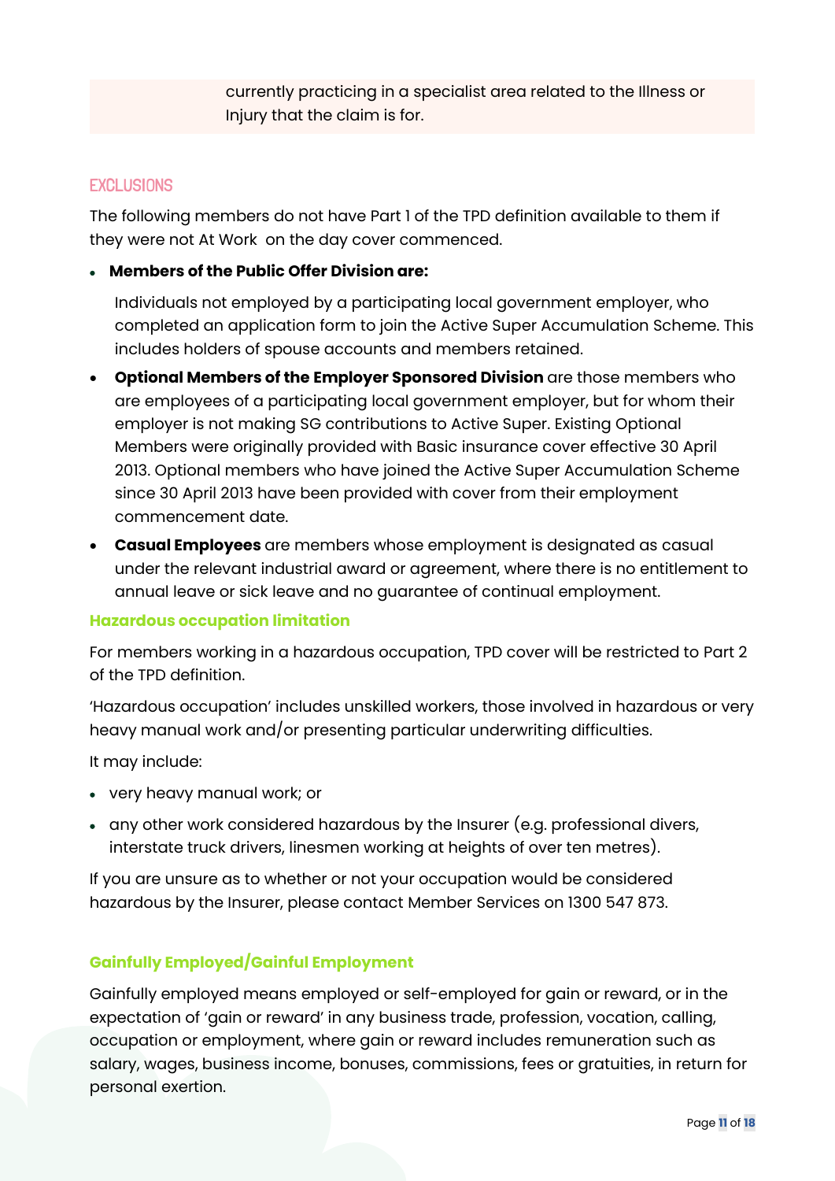currently practicing in a specialist area related to the Illness or Injury that the claim is for.

## EXCLUSIONS

The following members do not have Part 1 of the TPD definition available to them if they were not At Work on the day cover commenced.

- **Members of the Public Offer Division are:**

  Individuals not employed by a participating local government employer, who completed an application form to join the Active Super Accumulation Scheme. This includes holders of spouse accounts and members retained.

- **Optional Members of the Employer Sponsored Division** are those members who are employees of a participating local government employer, but for whom their employer is not making SG contributions to Active Super. Existing Optional Members were originally provided with Basic insurance cover effective 30 April 2013. Optional members who have joined the Active Super Accumulation Scheme since 30 April 2013 have been provided with cover from their employment commencement date.
- **Casual Employees** are members whose employment is designated as casual under the relevant industrial award or agreement, where there is no entitlement to annual leave or sick leave and no guarantee of continual employment.

### Hazardous occupation limitation

For members working in a hazardous occupation, TPD cover will be restricted to Part 2 of the TPD definition.

'Hazardous occupation' includes unskilled workers, those involved in hazardous or very heavy manual work and/or presenting particular underwriting difficulties.

It may include:

- very heavy manual work; or
- any other work considered hazardous by the Insurer (e.g. professional divers, interstate truck drivers, linesmen working at heights of over ten metres).

If you are unsure as to whether or not your occupation would be considered hazardous by the Insurer, please contact Member Services on 1300 547 873.

### Gainfully Employed/Gainful Employment

Gainfully employed means employed or self-employed for gain or reward, or in the expectation of 'gain or reward' in any business trade, profession, vocation, calling, occupation or employment, where gain or reward includes remuneration such as salary, wages, business income, bonuses, commissions, fees or gratuities, in return for personal exertion.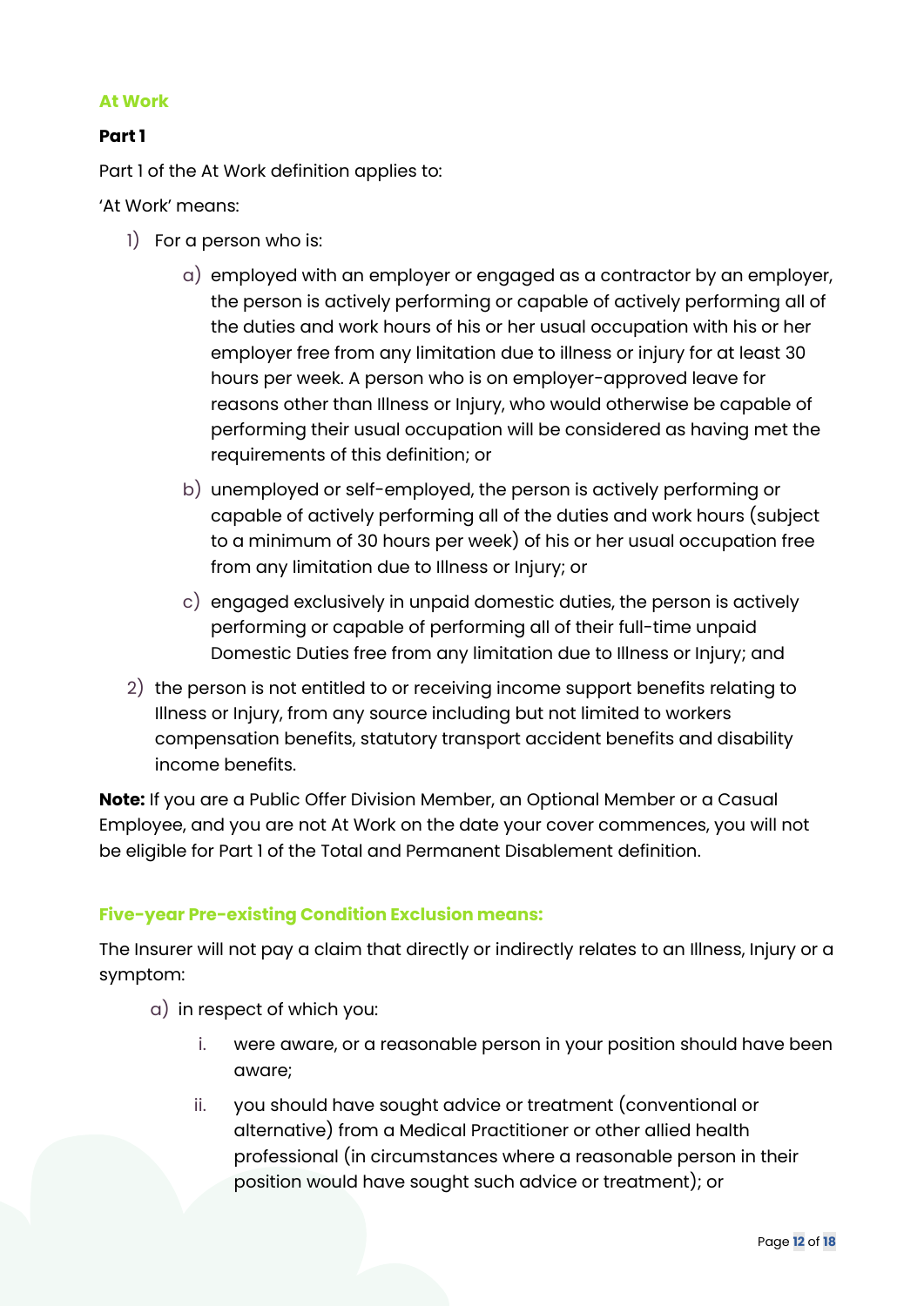### At Work

**Part 1**

Part 1 of the At Work definition applies to:

'At Work' means:

1) For a person who is:
   a) employed with an employer or engaged as a contractor by an employer, the person is actively performing or capable of actively performing all of the duties and work hours of his or her usual occupation with his or her employer free from any limitation due to illness or injury for at least 30 hours per week. A person who is on employer-approved leave for reasons other than Illness or Injury, who would otherwise be capable of performing their usual occupation will be considered as having met the requirements of this definition; or
   b) unemployed or self-employed, the person is actively performing or capable of actively performing all of the duties and work hours (subject to a minimum of 30 hours per week) of his or her usual occupation free from any limitation due to Illness or Injury; or
   c) engaged exclusively in unpaid domestic duties, the person is actively performing or capable of performing all of their full-time unpaid Domestic Duties free from any limitation due to Illness or Injury; and
2) the person is not entitled to or receiving income support benefits relating to Illness or Injury, from any source including but not limited to workers compensation benefits, statutory transport accident benefits and disability income benefits.

**Note:** If you are a Public Offer Division Member, an Optional Member or a Casual Employee, and you are not At Work on the date your cover commences, you will not be eligible for Part 1 of the Total and Permanent Disablement definition.

### Five-year Pre-existing Condition Exclusion means:

The Insurer will not pay a claim that directly or indirectly relates to an Illness, Injury or a symptom:

a) in respect of which you:
   i. were aware, or a reasonable person in your position should have been aware;
   ii. you should have sought advice or treatment (conventional or alternative) from a Medical Practitioner or other allied health professional (in circumstances where a reasonable person in their position would have sought such advice or treatment); or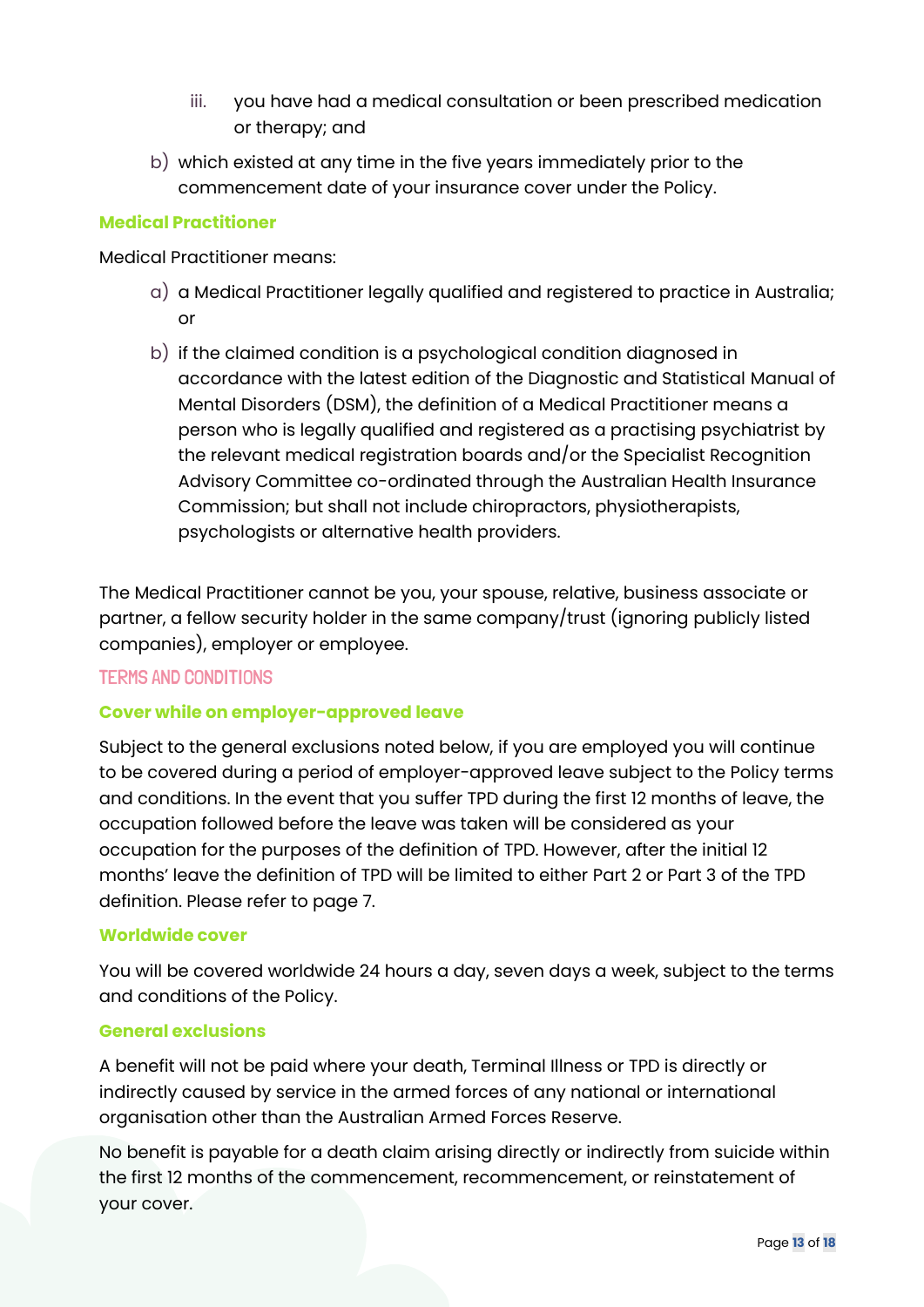iii. you have had a medical consultation or been prescribed medication or therapy; and

b) which existed at any time in the five years immediately prior to the commencement date of your insurance cover under the Policy.

### Medical Practitioner

Medical Practitioner means:

a) a Medical Practitioner legally qualified and registered to practice in Australia; or

b) if the claimed condition is a psychological condition diagnosed in accordance with the latest edition of the Diagnostic and Statistical Manual of Mental Disorders (DSM), the definition of a Medical Practitioner means a person who is legally qualified and registered as a practising psychiatrist by the relevant medical registration boards and/or the Specialist Recognition Advisory Committee co-ordinated through the Australian Health Insurance Commission; but shall not include chiropractors, physiotherapists, psychologists or alternative health providers.

The Medical Practitioner cannot be you, your spouse, relative, business associate or partner, a fellow security holder in the same company/trust (ignoring publicly listed companies), employer or employee.

## TERMS AND CONDITIONS

### Cover while on employer-approved leave

Subject to the general exclusions noted below, if you are employed you will continue to be covered during a period of employer-approved leave subject to the Policy terms and conditions. In the event that you suffer TPD during the first 12 months of leave, the occupation followed before the leave was taken will be considered as your occupation for the purposes of the definition of TPD. However, after the initial 12 months' leave the definition of TPD will be limited to either Part 2 or Part 3 of the TPD definition. Please refer to page 7.

### Worldwide cover

You will be covered worldwide 24 hours a day, seven days a week, subject to the terms and conditions of the Policy.

### General exclusions

A benefit will not be paid where your death, Terminal Illness or TPD is directly or indirectly caused by service in the armed forces of any national or international organisation other than the Australian Armed Forces Reserve.

No benefit is payable for a death claim arising directly or indirectly from suicide within the first 12 months of the commencement, recommencement, or reinstatement of your cover.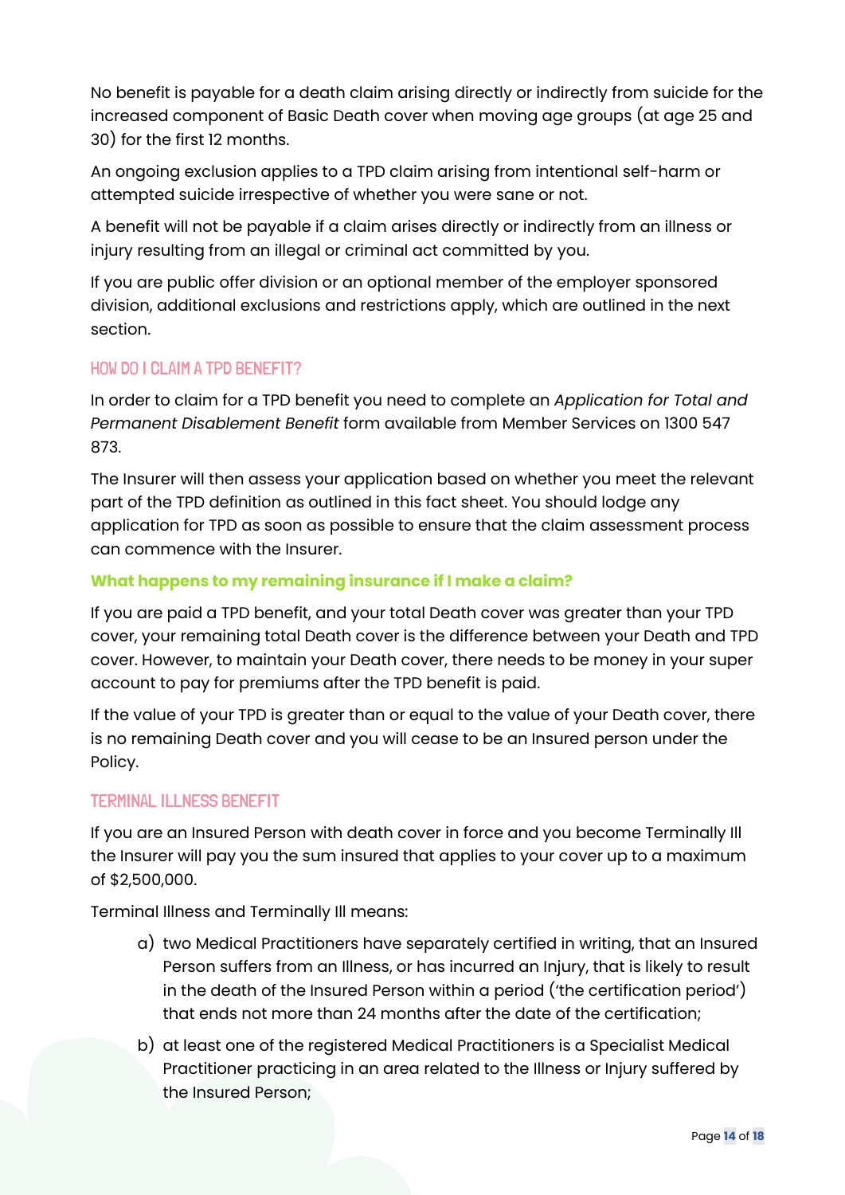No benefit is payable for a death claim arising directly or indirectly from suicide for the increased component of Basic Death cover when moving age groups (at age 25 and 30) for the first 12 months.

An ongoing exclusion applies to a TPD claim arising from intentional self-harm or attempted suicide irrespective of whether you were sane or not.

A benefit will not be payable if a claim arises directly or indirectly from an illness or injury resulting from an illegal or criminal act committed by you.

If you are public offer division or an optional member of the employer sponsored division, additional exclusions and restrictions apply, which are outlined in the next section.

## HOW DO I CLAIM A TPD BENEFIT?

In order to claim for a TPD benefit you need to complete an *Application for Total and Permanent Disablement Benefit* form available from Member Services on 1300 547 873.

The Insurer will then assess your application based on whether you meet the relevant part of the TPD definition as outlined in this fact sheet. You should lodge any application for TPD as soon as possible to ensure that the claim assessment process can commence with the Insurer.

### What happens to my remaining insurance if I make a claim?

If you are paid a TPD benefit, and your total Death cover was greater than your TPD cover, your remaining total Death cover is the difference between your Death and TPD cover. However, to maintain your Death cover, there needs to be money in your super account to pay for premiums after the TPD benefit is paid.

If the value of your TPD is greater than or equal to the value of your Death cover, there is no remaining Death cover and you will cease to be an Insured person under the Policy.

## TERMINAL ILLNESS BENEFIT

If you are an Insured Person with death cover in force and you become Terminally Ill the Insurer will pay you the sum insured that applies to your cover up to a maximum of $2,500,000.

Terminal Illness and Terminally Ill means:

a) two Medical Practitioners have separately certified in writing, that an Insured Person suffers from an Illness, or has incurred an Injury, that is likely to result in the death of the Insured Person within a period ('the certification period') that ends not more than 24 months after the date of the certification;

b) at least one of the registered Medical Practitioners is a Specialist Medical Practitioner practicing in an area related to the Illness or Injury suffered by the Insured Person;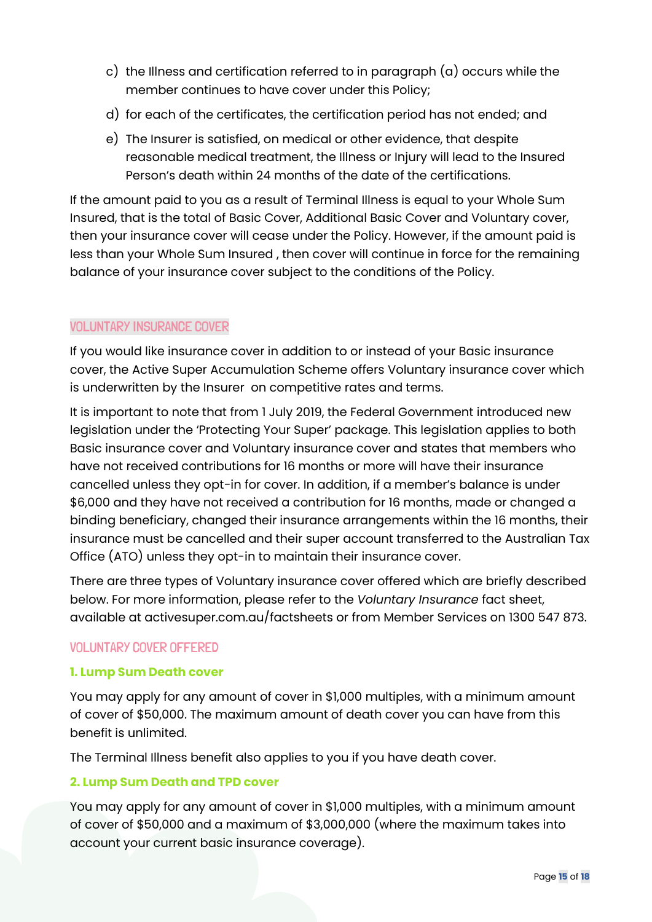c) the Illness and certification referred to in paragraph (a) occurs while the member continues to have cover under this Policy;

d) for each of the certificates, the certification period has not ended; and

e) The Insurer is satisfied, on medical or other evidence, that despite reasonable medical treatment, the Illness or Injury will lead to the Insured Person's death within 24 months of the date of the certifications.

If the amount paid to you as a result of Terminal Illness is equal to your Whole Sum Insured, that is the total of Basic Cover, Additional Basic Cover and Voluntary cover, then your insurance cover will cease under the Policy. However, if the amount paid is less than your Whole Sum Insured , then cover will continue in force for the remaining balance of your insurance cover subject to the conditions of the Policy.

## VOLUNTARY INSURANCE COVER

If you would like insurance cover in addition to or instead of your Basic insurance cover, the Active Super Accumulation Scheme offers Voluntary insurance cover which is underwritten by the Insurer on competitive rates and terms.

It is important to note that from 1 July 2019, the Federal Government introduced new legislation under the 'Protecting Your Super' package. This legislation applies to both Basic insurance cover and Voluntary insurance cover and states that members who have not received contributions for 16 months or more will have their insurance cancelled unless they opt-in for cover. In addition, if a member's balance is under $6,000 and they have not received a contribution for 16 months, made or changed a binding beneficiary, changed their insurance arrangements within the 16 months, their insurance must be cancelled and their super account transferred to the Australian Tax Office (ATO) unless they opt-in to maintain their insurance cover.

There are three types of Voluntary insurance cover offered which are briefly described below. For more information, please refer to the *Voluntary Insurance* fact sheet, available at activesuper.com.au/factsheets or from Member Services on 1300 547 873.

### VOLUNTARY COVER OFFERED

#### 1. Lump Sum Death cover

You may apply for any amount of cover in $1,000 multiples, with a minimum amount of cover of $50,000. The maximum amount of death cover you can have from this benefit is unlimited.

The Terminal Illness benefit also applies to you if you have death cover.

#### 2. Lump Sum Death and TPD cover

You may apply for any amount of cover in $1,000 multiples, with a minimum amount of cover of $50,000 and a maximum of $3,000,000 (where the maximum takes into account your current basic insurance coverage).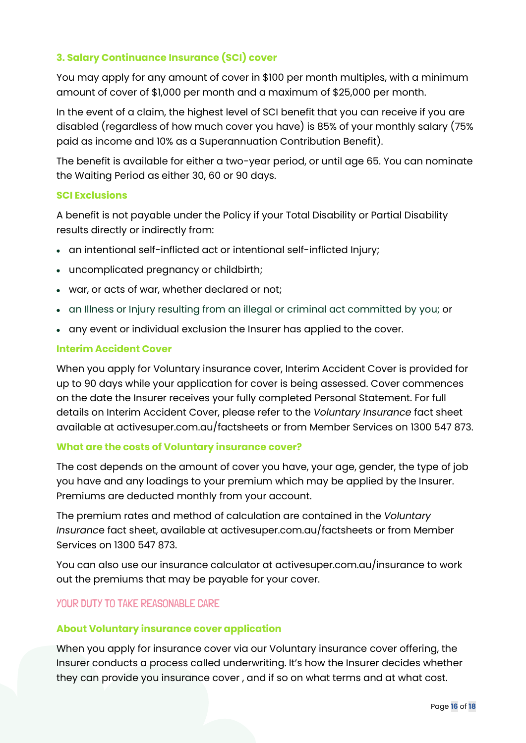### 3. Salary Continuance Insurance (SCI) cover

You may apply for any amount of cover in $100 per month multiples, with a minimum amount of cover of $1,000 per month and a maximum of $25,000 per month.

In the event of a claim, the highest level of SCI benefit that you can receive if you are disabled (regardless of how much cover you have) is 85% of your monthly salary (75% paid as income and 10% as a Superannuation Contribution Benefit).

The benefit is available for either a two-year period, or until age 65. You can nominate the Waiting Period as either 30, 60 or 90 days.

#### SCI Exclusions

A benefit is not payable under the Policy if your Total Disability or Partial Disability results directly or indirectly from:

- an intentional self-inflicted act or intentional self-inflicted Injury;
- uncomplicated pregnancy or childbirth;
- war, or acts of war, whether declared or not;
- an Illness or Injury resulting from an illegal or criminal act committed by you; or
- any event or individual exclusion the Insurer has applied to the cover.

#### Interim Accident Cover

When you apply for Voluntary insurance cover, Interim Accident Cover is provided for up to 90 days while your application for cover is being assessed. Cover commences on the date the Insurer receives your fully completed Personal Statement. For full details on Interim Accident Cover, please refer to the *Voluntary Insurance* fact sheet available at activesuper.com.au/factsheets or from Member Services on 1300 547 873.

#### What are the costs of Voluntary insurance cover?

The cost depends on the amount of cover you have, your age, gender, the type of job you have and any loadings to your premium which may be applied by the Insurer. Premiums are deducted monthly from your account.

The premium rates and method of calculation are contained in the *Voluntary Insurance* fact sheet, available at activesuper.com.au/factsheets or from Member Services on 1300 547 873.

You can also use our insurance calculator at activesuper.com.au/insurance to work out the premiums that may be payable for your cover.

## YOUR DUTY TO TAKE REASONABLE CARE

#### About Voluntary insurance cover application

When you apply for insurance cover via our Voluntary insurance cover offering, the Insurer conducts a process called underwriting. It's how the Insurer decides whether they can provide you insurance cover , and if so on what terms and at what cost.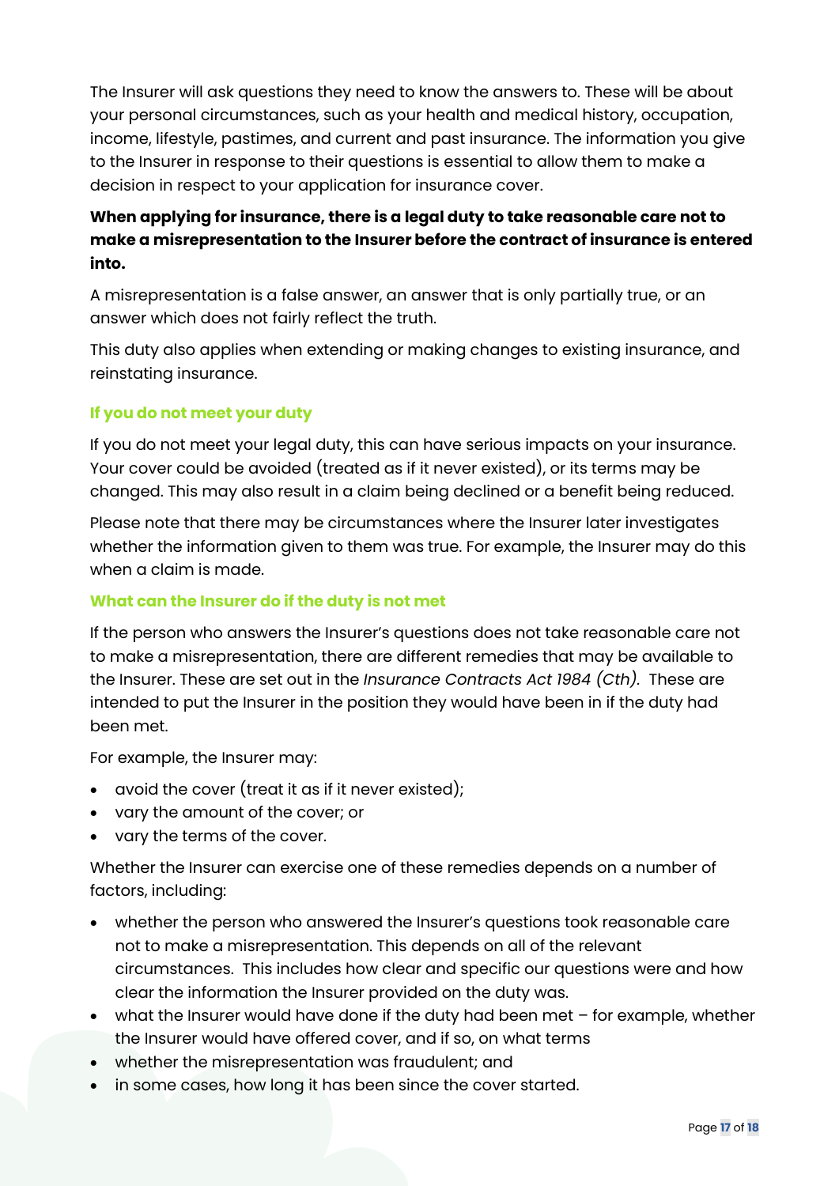The Insurer will ask questions they need to know the answers to. These will be about your personal circumstances, such as your health and medical history, occupation, income, lifestyle, pastimes, and current and past insurance. The information you give to the Insurer in response to their questions is essential to allow them to make a decision in respect to your application for insurance cover.

**When applying for insurance, there is a legal duty to take reasonable care not to make a misrepresentation to the Insurer before the contract of insurance is entered into.**

A misrepresentation is a false answer, an answer that is only partially true, or an answer which does not fairly reflect the truth.

This duty also applies when extending or making changes to existing insurance, and reinstating insurance.

### If you do not meet your duty

If you do not meet your legal duty, this can have serious impacts on your insurance. Your cover could be avoided (treated as if it never existed), or its terms may be changed. This may also result in a claim being declined or a benefit being reduced.

Please note that there may be circumstances where the Insurer later investigates whether the information given to them was true. For example, the Insurer may do this when a claim is made.

### What can the Insurer do if the duty is not met

If the person who answers the Insurer's questions does not take reasonable care not to make a misrepresentation, there are different remedies that may be available to the Insurer. These are set out in the *Insurance Contracts Act 1984 (Cth).* These are intended to put the Insurer in the position they would have been in if the duty had been met.

For example, the Insurer may:

- avoid the cover (treat it as if it never existed);
- vary the amount of the cover; or
- vary the terms of the cover.

Whether the Insurer can exercise one of these remedies depends on a number of factors, including:

- whether the person who answered the Insurer's questions took reasonable care not to make a misrepresentation. This depends on all of the relevant circumstances. This includes how clear and specific our questions were and how clear the information the Insurer provided on the duty was.
- what the Insurer would have done if the duty had been met – for example, whether the Insurer would have offered cover, and if so, on what terms
- whether the misrepresentation was fraudulent; and
- in some cases, how long it has been since the cover started.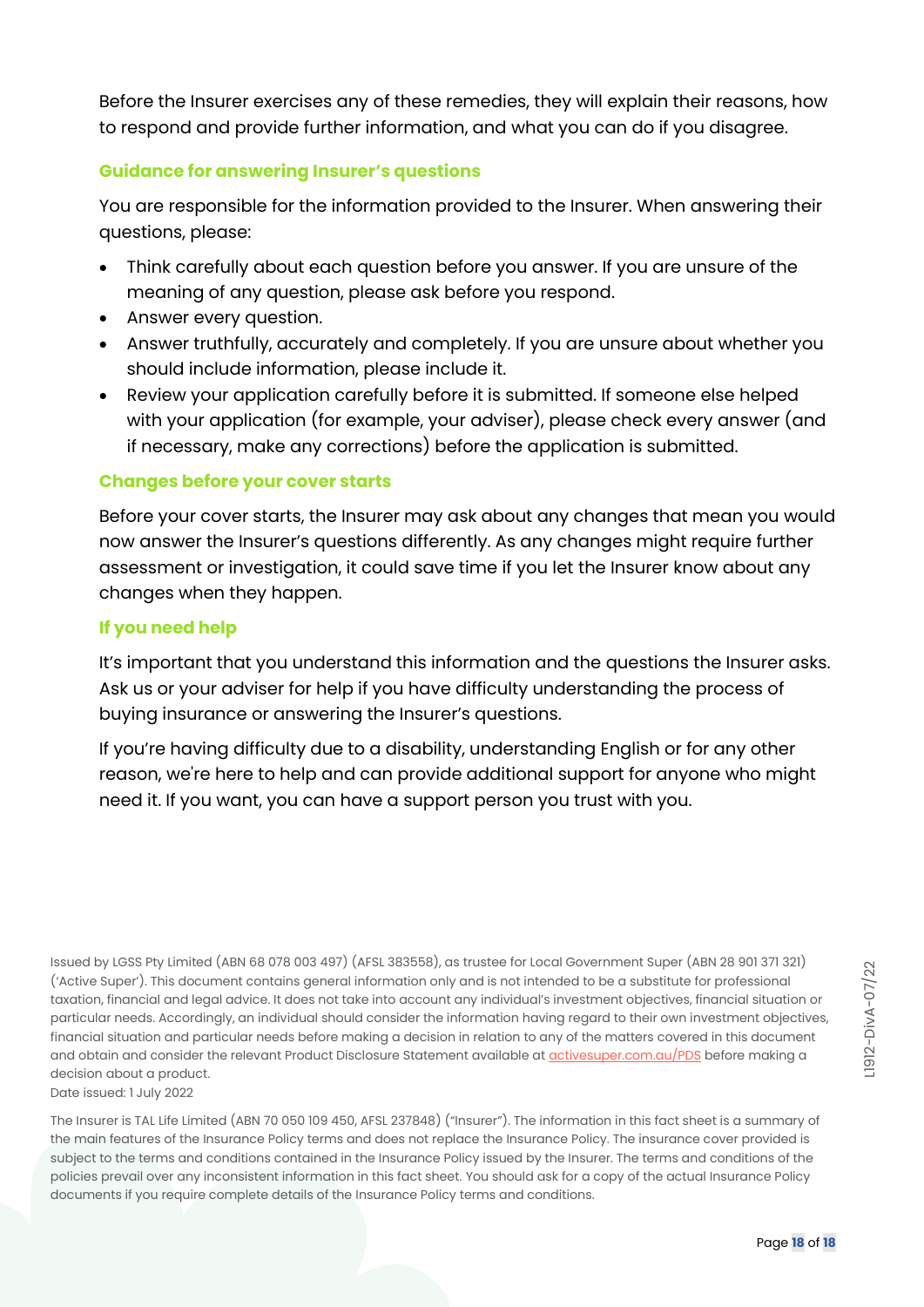Before the Insurer exercises any of these remedies, they will explain their reasons, how to respond and provide further information, and what you can do if you disagree.

### Guidance for answering Insurer's questions

You are responsible for the information provided to the Insurer. When answering their questions, please:

- Think carefully about each question before you answer. If you are unsure of the meaning of any question, please ask before you respond.
- Answer every question.
- Answer truthfully, accurately and completely. If you are unsure about whether you should include information, please include it.
- Review your application carefully before it is submitted. If someone else helped with your application (for example, your adviser), please check every answer (and if necessary, make any corrections) before the application is submitted.

### Changes before your cover starts

Before your cover starts, the Insurer may ask about any changes that mean you would now answer the Insurer's questions differently. As any changes might require further assessment or investigation, it could save time if you let the Insurer know about any changes when they happen.

### If you need help

It's important that you understand this information and the questions the Insurer asks. Ask us or your adviser for help if you have difficulty understanding the process of buying insurance or answering the Insurer's questions.

If you're having difficulty due to a disability, understanding English or for any other reason, we're here to help and can provide additional support for anyone who might need it. If you want, you can have a support person you trust with you.

Issued by LGSS Pty Limited (ABN 68 078 003 497) (AFSL 383558), as trustee for Local Government Super (ABN 28 901 371 321) ('Active Super'). This document contains general information only and is not intended to be a substitute for professional taxation, financial and legal advice. It does not take into account any individual's investment objectives, financial situation or particular needs. Accordingly, an individual should consider the information having regard to their own investment objectives, financial situation and particular needs before making a decision in relation to any of the matters covered in this document and obtain and consider the relevant Product Disclosure Statement available at activesuper.com.au/PDS before making a decision about a product.
Date issued: 1 July 2022

The Insurer is TAL Life Limited (ABN 70 050 109 450, AFSL 237848) ("Insurer"). The information in this fact sheet is a summary of the main features of the Insurance Policy terms and does not replace the Insurance Policy. The insurance cover provided is subject to the terms and conditions contained in the Insurance Policy issued by the Insurer. The terms and conditions of the policies prevail over any inconsistent information in this fact sheet. You should ask for a copy of the actual Insurance Policy documents if you require complete details of the Insurance Policy terms and conditions.

LI912-DivA-07/22